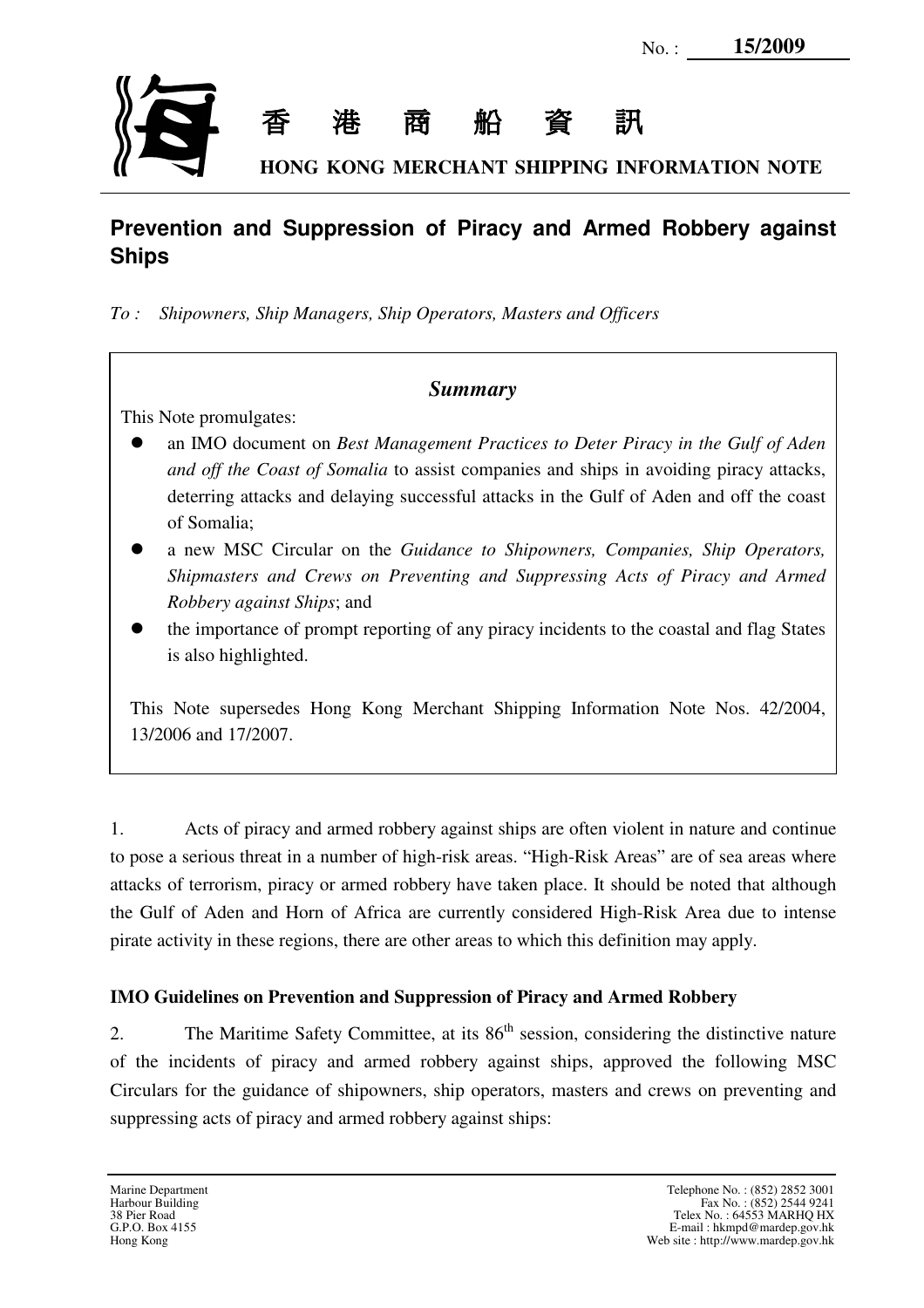No. : **15/2009**

香 港 商 船 資 訊

**HONG KONG MERCHANT SHIPPING INFORMATION NOTE**

# Prevention and Suppression of Piracy and Armed Robbery against Ships

*To : Shipowners, Ship Managers, Ship Operators, Masters and Officers*

> ***Summary***
>
> This Note promulgates:
>
> - an IMO document on *Best Management Practices to Deter Piracy in the Gulf of Aden and off the Coast of Somalia* to assist companies and ships in avoiding piracy attacks, deterring attacks and delaying successful attacks in the Gulf of Aden and off the coast of Somalia;
> - a new MSC Circular on the *Guidance to Shipowners, Companies, Ship Operators, Shipmasters and Crews on Preventing and Suppressing Acts of Piracy and Armed Robbery against Ships*; and
> - the importance of prompt reporting of any piracy incidents to the coastal and flag States is also highlighted.
>
> This Note supersedes Hong Kong Merchant Shipping Information Note Nos. 42/2004, 13/2006 and 17/2007.

1. Acts of piracy and armed robbery against ships are often violent in nature and continue to pose a serious threat in a number of high-risk areas. "High-Risk Areas" are of sea areas where attacks of terrorism, piracy or armed robbery have taken place. It should be noted that although the Gulf of Aden and Horn of Africa are currently considered High-Risk Area due to intense pirate activity in these regions, there are other areas to which this definition may apply.

**IMO Guidelines on Prevention and Suppression of Piracy and Armed Robbery**

2. The Maritime Safety Committee, at its 86th session, considering the distinctive nature of the incidents of piracy and armed robbery against ships, approved the following MSC Circulars for the guidance of shipowners, ship operators, masters and crews on preventing and suppressing acts of piracy and armed robbery against ships:

Marine Department
Harbour Building
38 Pier Road
G.P.O. Box 4155
Hong Kong

Telephone No. : (852) 2852 3001
Fax No. : (852) 2544 9241
Telex No. : 64553 MARHQ HX
E-mail : hkmpd@mardep.gov.hk
Web site : http://www.mardep.gov.hk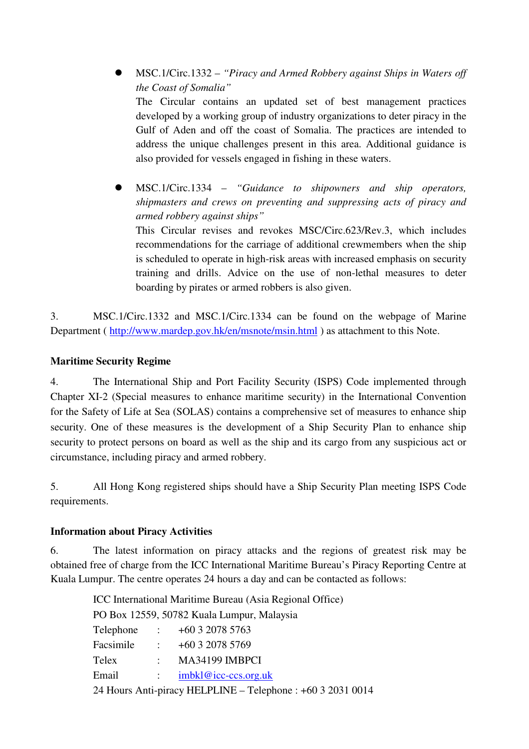- MSC.1/Circ.1332 – *"Piracy and Armed Robbery against Ships in Waters off the Coast of Somalia"*
  The Circular contains an updated set of best management practices developed by a working group of industry organizations to deter piracy in the Gulf of Aden and off the coast of Somalia. The practices are intended to address the unique challenges present in this area. Additional guidance is also provided for vessels engaged in fishing in these waters.

- MSC.1/Circ.1334 – *"Guidance to shipowners and ship operators, shipmasters and crews on preventing and suppressing acts of piracy and armed robbery against ships"*
  This Circular revises and revokes MSC/Circ.623/Rev.3, which includes recommendations for the carriage of additional crewmembers when the ship is scheduled to operate in high-risk areas with increased emphasis on security training and drills. Advice on the use of non-lethal measures to deter boarding by pirates or armed robbers is also given.

3. MSC.1/Circ.1332 and MSC.1/Circ.1334 can be found on the webpage of Marine Department ( http://www.mardep.gov.hk/en/msnote/msin.html ) as attachment to this Note.

**Maritime Security Regime**

4. The International Ship and Port Facility Security (ISPS) Code implemented through Chapter XI-2 (Special measures to enhance maritime security) in the International Convention for the Safety of Life at Sea (SOLAS) contains a comprehensive set of measures to enhance ship security. One of these measures is the development of a Ship Security Plan to enhance ship security to protect persons on board as well as the ship and its cargo from any suspicious act or circumstance, including piracy and armed robbery.

5. All Hong Kong registered ships should have a Ship Security Plan meeting ISPS Code requirements.

**Information about Piracy Activities**

6. The latest information on piracy attacks and the regions of greatest risk may be obtained free of charge from the ICC International Maritime Bureau's Piracy Reporting Centre at Kuala Lumpur. The centre operates 24 hours a day and can be contacted as follows:

ICC International Maritime Bureau (Asia Regional Office)
PO Box 12559, 50782 Kuala Lumpur, Malaysia
Telephone : +60 3 2078 5763
Facsimile : +60 3 2078 5769
Telex : MA34199 IMBPCI
Email : imbkl@icc-ccs.org.uk
24 Hours Anti-piracy HELPLINE – Telephone : +60 3 2031 0014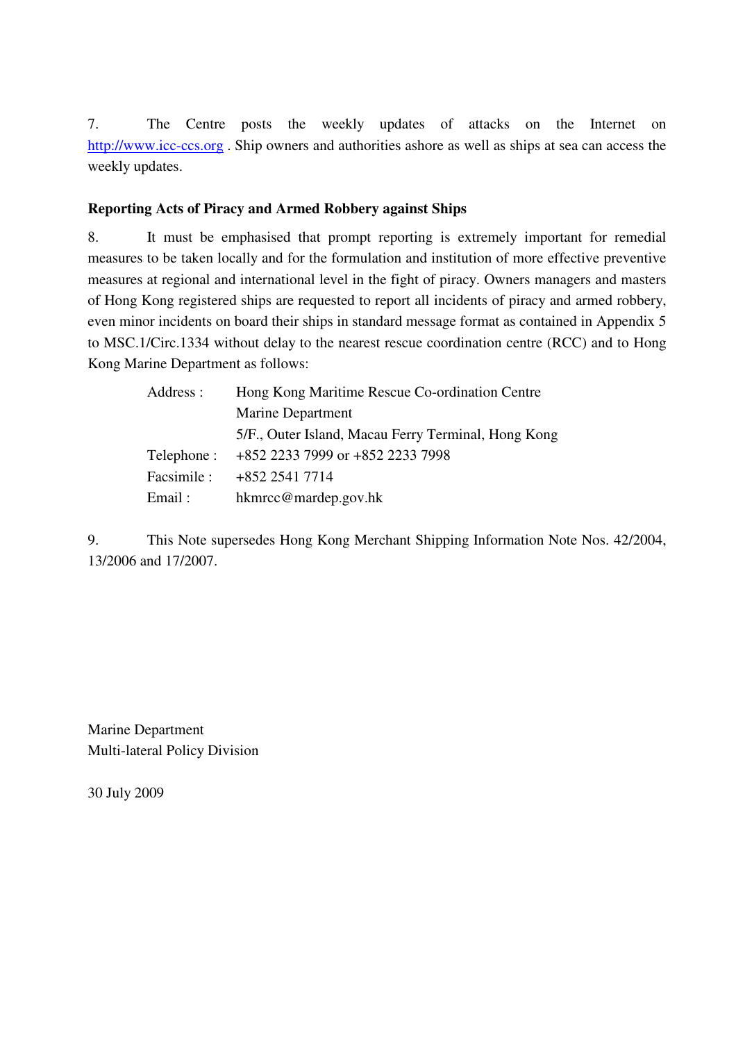7. The Centre posts the weekly updates of attacks on the Internet on http://www.icc-ccs.org . Ship owners and authorities ashore as well as ships at sea can access the weekly updates.

**Reporting Acts of Piracy and Armed Robbery against Ships**

8. It must be emphasised that prompt reporting is extremely important for remedial measures to be taken locally and for the formulation and institution of more effective preventive measures at regional and international level in the fight of piracy. Owners managers and masters of Hong Kong registered ships are requested to report all incidents of piracy and armed robbery, even minor incidents on board their ships in standard message format as contained in Appendix 5 to MSC.1/Circ.1334 without delay to the nearest rescue coordination centre (RCC) and to Hong Kong Marine Department as follows:

| | |
|---|---|
| Address : | Hong Kong Maritime Rescue Co-ordination Centre<br>Marine Department<br>5/F., Outer Island, Macau Ferry Terminal, Hong Kong |
| Telephone : | +852 2233 7999 or +852 2233 7998 |
| Facsimile : | +852 2541 7714 |
| Email : | hkmrcc@mardep.gov.hk |

9. This Note supersedes Hong Kong Merchant Shipping Information Note Nos. 42/2004, 13/2006 and 17/2007.

Marine Department
Multi-lateral Policy Division

30 July 2009